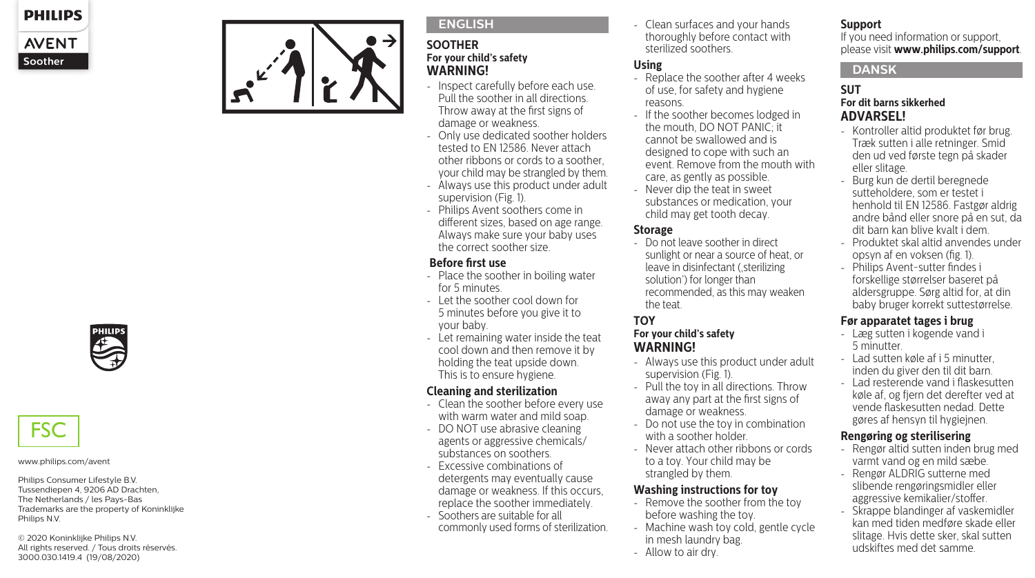PHILIPS

AVENT

Soother

FSC

www.philips.com/avent

Philips Consumer Lifestyle B.V.
Tussendiepen 4, 9206 AD Drachten,
The Netherlands / les Pays-Bas
Trademarks are the property of Koninklijke Philips N.V.

© 2020 Koninklijke Philips N.V.
All rights reserved. / Tous droits réservés.
3000.030.1419.4 (19/08/2020)

## ENGLISH

### SOOTHER

**For your child's safety**

**WARNING!**

- Inspect carefully before each use. Pull the soother in all directions. Throw away at the first signs of damage or weakness.
- Only use dedicated soother holders tested to EN 12586. Never attach other ribbons or cords to a soother, your child may be strangled by them.
- Always use this product under adult supervision (Fig. 1).
- Philips Avent soothers come in different sizes, based on age range. Always make sure your baby uses the correct soother size.

#### Before first use

- Place the soother in boiling water for 5 minutes.
- Let the soother cool down for 5 minutes before you give it to your baby.
- Let remaining water inside the teat cool down and then remove it by holding the teat upside down. This is to ensure hygiene.

#### Cleaning and sterilization

- Clean the soother before every use with warm water and mild soap.
- DO NOT use abrasive cleaning agents or aggressive chemicals/ substances on soothers.
- Excessive combinations of detergents may eventually cause damage or weakness. If this occurs, replace the soother immediately.
- Soothers are suitable for all commonly used forms of sterilization.
- Clean surfaces and your hands thoroughly before contact with sterilized soothers.

#### Using

- Replace the soother after 4 weeks of use, for safety and hygiene reasons.
- If the soother becomes lodged in the mouth, DO NOT PANIC; it cannot be swallowed and is designed to cope with such an event. Remove from the mouth with care, as gently as possible.
- Never dip the teat in sweet substances or medication, your child may get tooth decay.

#### Storage

- Do not leave soother in direct sunlight or near a source of heat, or leave in disinfectant (‚sterilizing solution') for longer than recommended, as this may weaken the teat.

### TOY

**For your child's safety**

**WARNING!**

- Always use this product under adult supervision (Fig. 1).
- Pull the toy in all directions. Throw away any part at the first signs of damage or weakness.
- Do not use the toy in combination with a soother holder.
- Never attach other ribbons or cords to a toy. Your child may be strangled by them.

#### Washing instructions for toy

- Remove the soother from the toy before washing the toy.
- Machine wash toy cold, gentle cycle in mesh laundry bag.
- Allow to air dry.

#### Support

If you need information or support, please visit **www.philips.com/support**.

## DANSK

### SUT

**For dit barns sikkerhed**

**ADVARSEL!**

- Kontroller altid produktet før brug. Træk sutten i alle retninger. Smid den ud ved første tegn på skader eller slitage.
- Burg kun de dertil beregnede sutteholdere, som er testet i henhold til EN 12586. Fastgør aldrig andre bånd eller snore på en sut, da dit barn kan blive kvalt i dem.
- Produktet skal altid anvendes under opsyn af en voksen (fig. 1).
- Philips Avent-sutter findes i forskellige størrelser baseret på aldersgruppe. Sørg altid for, at din baby bruger korrekt suttestørrelse.

#### Før apparatet tages i brug

- Læg sutten i kogende vand i 5 minutter.
- Lad sutten køle af i 5 minutter, inden du giver den til dit barn.
- Lad resterende vand i flaskesutten køle af, og fjern det derefter ved at vende flaskesutten nedad. Dette gøres af hensyn til hygiejnen.

#### Rengøring og sterilisering

- Rengør altid sutten inden brug med varmt vand og en mild sæbe.
- Rengør ALDRIG sutterne med slibende rengøringsmidler eller aggressive kemikalier/stoffer.
- Skrappe blandinger af vaskemidler kan med tiden medføre skade eller slitage. Hvis dette sker, skal sutten udskiftes med det samme.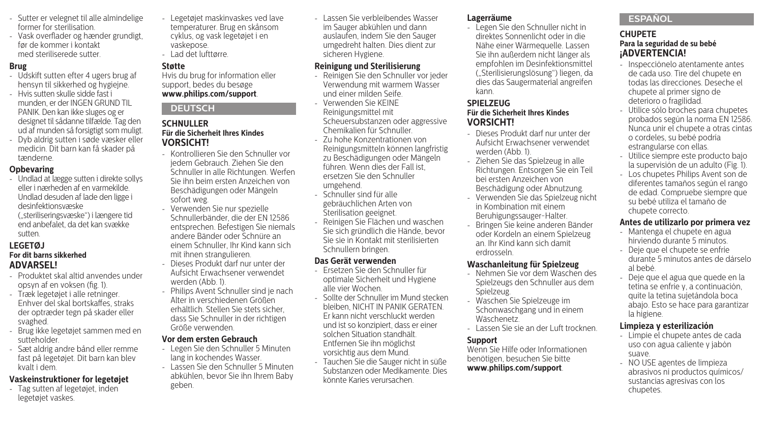- Sutter er velegnet til alle almindelige former for sterilisation.
- Vask overflader og hænder grundigt, før de kommer i kontakt med steriliserede sutter.

### Brug

- Udskift sutten efter 4 ugers brug af hensyn til sikkerhed og hygiejne.
- Hvis sutten skulle sidde fast i munden, er der INGEN GRUND TIL PANIK. Den kan ikke sluges og er designet til sådanne tilfælde. Tag den ud af munden så forsigtigt som muligt.
- Dyb aldrig sutten i søde væsker eller medicin. Dit barn kan få skader på tænderne.

### Opbevaring

- Undlad at lægge sutten i direkte sollys eller i nærheden af en varmekilde. Undlad desuden af lade den ligge i desinfektionsvæske („steriliseringsvæske") i længere tid end anbefalet, da det kan svække sutten.

## LEGETØJ

#### For dit barns sikkerhed

### ADVARSEL!

- Produktet skal altid anvendes under opsyn af en voksen (fig. 1).
- Træk legetøjet i alle retninger. Enhver del skal bortskaffes, straks der optræder tegn på skader eller svaghed.
- Brug ikke legetøjet sammen med en sutteholder.
- Sæt aldrig andre bånd eller remme fast på legetøjet. Dit barn kan blev kvalt i dem.

### Vaskeinstruktioner for legetøjet

- Tag sutten af legetøjet, inden legetøjet vaskes.
- Legetøjet maskinvaskes ved lave temperaturer. Brug en skånsom cyklus, og vask legetøjet i en vaskepose.
- Lad det lufttørre.

### Støtte

Hvis du brug for information eller support, bedes du besøge **www.philips.com/support**.

# DEUTSCH

## SCHNULLER

#### Für die Sicherheit Ihres Kindes

### VORSICHT!

- Kontrollieren Sie den Schnuller vor jedem Gebrauch. Ziehen Sie den Schnuller in alle Richtungen. Werfen Sie ihn beim ersten Anzeichen von Beschädigungen oder Mängeln sofort weg.
- Verwenden Sie nur spezielle Schnullerbänder, die der EN 12586 entsprechen. Befestigen Sie niemals andere Bänder oder Schnüre an einem Schnuller, Ihr Kind kann sich mit ihnen strangulieren.
- Dieses Produkt darf nur unter der Aufsicht Erwachsener verwendet werden (Abb. 1).
- Philips Avent Schnuller sind je nach Alter in verschiedenen Größen erhältlich. Stellen Sie stets sicher, dass Sie Schnuller in der richtigen Größe verwenden.

### Vor dem ersten Gebrauch

- Legen Sie den Schnuller 5 Minuten lang in kochendes Wasser.
- Lassen Sie den Schnuller 5 Minuten abkühlen, bevor Sie ihn Ihrem Baby geben.
- Lassen Sie verbleibendes Wasser im Sauger abkühlen und dann auslaufen, indem Sie den Sauger umgedreht halten. Dies dient zur sicheren Hygiene.

### Reinigung und Sterilisierung

- Reinigen Sie den Schnuller vor jeder Verwendung mit warmem Wasser und einer milden Seife.
- Verwenden Sie KEINE Reinigungsmittel mit Scheuersubstanzen oder aggressive Chemikalien für Schnuller.
- Zu hohe Konzentrationen von Reinigungsmitteln können langfristig zu Beschädigungen oder Mängeln führen. Wenn dies der Fall ist, ersetzen Sie den Schnuller umgehend.
- Schnuller sind für alle gebräuchlichen Arten von Sterilisation geeignet.
- Reinigen Sie Flächen und waschen Sie sich gründlich die Hände, bevor Sie sie in Kontakt mit sterilisierten Schnullern bringen.

### Das Gerät verwenden

- Ersetzen Sie den Schnuller für optimale Sicherheit und Hygiene alle vier Wochen.
- Sollte der Schnuller im Mund stecken bleiben, NICHT IN PANIK GERATEN. Er kann nicht verschluckt werden und ist so konzipiert, dass er einer solchen Situation standhält. Entfernen Sie ihn möglichst vorsichtig aus dem Mund.
- Tauchen Sie die Sauger nicht in süße Substanzen oder Medikamente. Dies könnte Karies verursachen.

### Lagerräume

- Legen Sie den Schnuller nicht in direktes Sonnenlicht oder in die Nähe einer Wärmequelle. Lassen Sie ihn außerdem nicht länger als empfohlen im Desinfektionsmittel („Sterilisierungslösung") liegen, da dies das Saugermaterial angreifen kann.

## SPIELZEUG

#### Für die Sicherheit Ihres Kindes

### VORSICHT!

- Dieses Produkt darf nur unter der Aufsicht Erwachsener verwendet werden (Abb. 1).
- Ziehen Sie das Spielzeug in alle Richtungen. Entsorgen Sie ein Teil bei ersten Anzeichen von Beschädigung oder Abnutzung.
- Verwenden Sie das Spielzeug nicht in Kombination mit einem Beruhigungssauger-Halter.
- Bringen Sie keine anderen Bänder oder Kordeln an einem Spielzeug an. Ihr Kind kann sich damit erdrosseln.

### Waschanleitung für Spielzeug

- Nehmen Sie vor dem Waschen des Spielzeugs den Schnuller aus dem Spielzeug.
- Waschen Sie Spielzeuge im Schonwaschgang und in einem Wäschenetz.
- Lassen Sie sie an der Luft trocknen.

### Support

Wenn Sie Hilfe oder Informationen benötigen, besuchen Sie bitte **www.philips.com/support**.

# ESPAÑOL

## CHUPETE

#### Para la seguridad de su bebé

### ¡ADVERTENCIA!

- Inspecciónelo atentamente antes de cada uso. Tire del chupete en todas las direcciones. Deseche el chupete al primer signo de deterioro o fragilidad.
- Utilice sólo broches para chupetes probados según la norma EN 12586. Nunca unir el chupete a otras cintas o cordeles, su bebé podría estrangularse con ellas.
- Utilice siempre este producto bajo la supervisión de un adulto (Fig. 1).
- Los chupetes Philips Avent son de diferentes tamaños según el rango de edad. Compruebe siempre que su bebé utiliza el tamaño de chupete correcto.

### Antes de utilizarlo por primera vez

- Mantenga el chupete en agua hirviendo durante 5 minutos.
- Deje que el chupete se enfríe durante 5 minutos antes de dárselo al bebé.
- Deje que el agua que quede en la tetina se enfríe y, a continuación, quite la tetina sujetándola boca abajo. Esto se hace para garantizar la higiene.

### Limpieza y esterilización

- Limpie el chupete antes de cada uso con agua caliente y jabón suave.
- NO USE agentes de limpieza abrasivos ni productos químicos/ sustancias agresivas con los chupetes.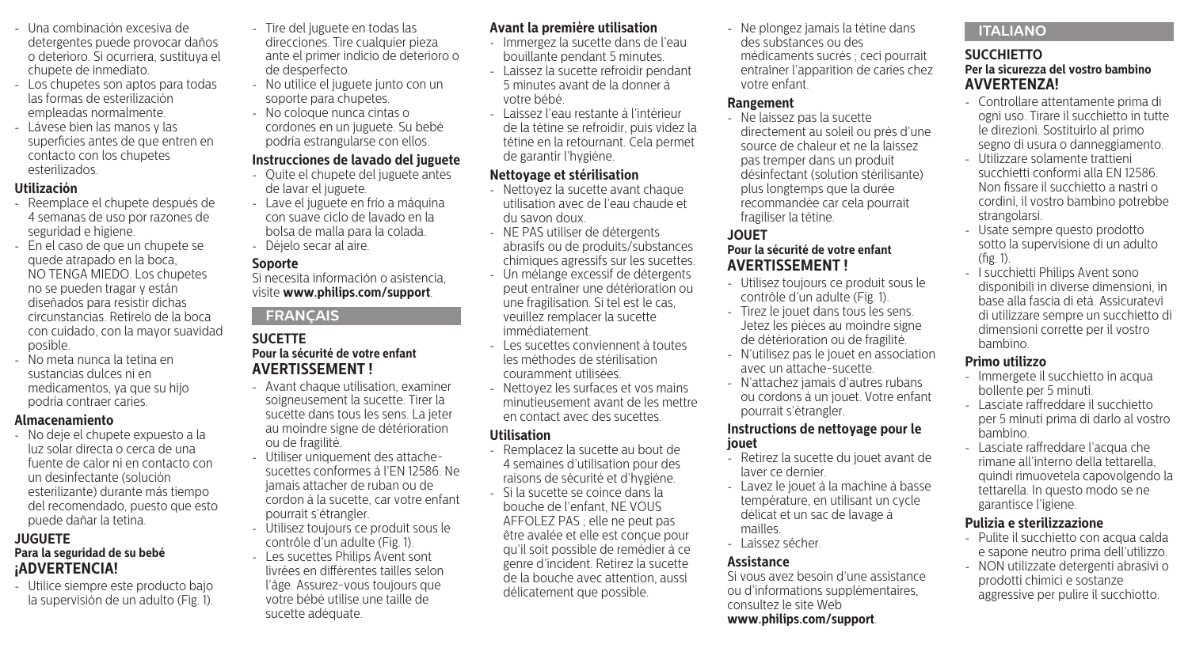- Una combinación excesiva de detergentes puede provocar daños o deterioro. Si ocurriera, sustituya el chupete de inmediato.
- Los chupetes son aptos para todas las formas de esterilización empleadas normalmente.
- Lávese bien las manos y las superficies antes de que entren en contacto con los chupetes esterilizados.

### Utilización

- Reemplace el chupete después de 4 semanas de uso por razones de seguridad e higiene.
- En el caso de que un chupete se quede atrapado en la boca, NO TENGA MIEDO. Los chupetes no se pueden tragar y están diseñados para resistir dichas circunstancias. Retírelo de la boca con cuidado, con la mayor suavidad posible.
- No meta nunca la tetina en sustancias dulces ni en medicamentos, ya que su hijo podría contraer caries.

### Almacenamiento

- No deje el chupete expuesto a la luz solar directa o cerca de una fuente de calor ni en contacto con un desinfectante (solución esterilizante) durante más tiempo del recomendado, puesto que esto puede dañar la tetina.

## JUGUETE

**Para la seguridad de su bebé**

### ¡ADVERTENCIA!

- Utilice siempre este producto bajo la supervisión de un adulto (Fig. 1).
- Tire del juguete en todas las direcciones. Tire cualquier pieza ante el primer indicio de deterioro o de desperfecto.
- No utilice el juguete junto con un soporte para chupetes.
- No coloque nunca cintas o cordones en un juguete. Su bebé podría estrangularse con ellos.

### Instrucciones de lavado del juguete

- Quite el chupete del juguete antes de lavar el juguete.
- Lave el juguete en frío a máquina con suave ciclo de lavado en la bolsa de malla para la colada.
- Déjelo secar al aire.

### Soporte

Si necesita información o asistencia, visite **www.philips.com/support**.

# FRANÇAIS

## SUCETTE

**Pour la sécurité de votre enfant**

### AVERTISSEMENT !

- Avant chaque utilisation, examiner soigneusement la sucette. Tirer la sucette dans tous les sens. La jeter au moindre signe de détérioration ou de fragilité.
- Utiliser uniquement des attache-sucettes conformes à l'EN 12586. Ne jamais attacher de ruban ou de cordon à la sucette, car votre enfant pourrait s'étrangler.
- Utilisez toujours ce produit sous le contrôle d'un adulte (Fig. 1).
- Les sucettes Philips Avent sont livrées en différentes tailles selon l'âge. Assurez-vous toujours que votre bébé utilise une taille de sucette adéquate.

### Avant la première utilisation

- Immergez la sucette dans de l'eau bouillante pendant 5 minutes.
- Laissez la sucette refroidir pendant 5 minutes avant de la donner à votre bébé.
- Laissez l'eau restante à l'intérieur de la tétine se refroidir, puis videz la tétine en la retournant. Cela permet de garantir l'hygiène.

### Nettoyage et stérilisation

- Nettoyez la sucette avant chaque utilisation avec de l'eau chaude et du savon doux.
- NE PAS utiliser de détergents abrasifs ou de produits/substances chimiques agressifs sur les sucettes.
- Un mélange excessif de détergents peut entraîner une détérioration ou une fragilisation. Si tel est le cas, veuillez remplacer la sucette immédiatement.
- Les sucettes conviennent à toutes les méthodes de stérilisation couramment utilisées.
- Nettoyez les surfaces et vos mains minutieusement avant de les mettre en contact avec des sucettes.

### Utilisation

- Remplacez la sucette au bout de 4 semaines d'utilisation pour des raisons de sécurité et d'hygiène.
- Si la sucette se coince dans la bouche de l'enfant, NE VOUS AFFOLEZ PAS ; elle ne peut pas être avalée et elle est conçue pour qu'il soit possible de remédier à ce genre d'incident. Retirez la sucette de la bouche avec attention, aussi délicatement que possible.
- Ne plongez jamais la tétine dans des substances ou des médicaments sucrés ; ceci pourrait entraîner l'apparition de caries chez votre enfant.

### Rangement

- Ne laissez pas la sucette directement au soleil ou près d'une source de chaleur et ne la laissez pas tremper dans un produit désinfectant (solution stérilisante) plus longtemps que la durée recommandée car cela pourrait fragiliser la tétine.

## JOUET

**Pour la sécurité de votre enfant**

### AVERTISSEMENT !

- Utilisez toujours ce produit sous le contrôle d'un adulte (Fig. 1).
- Tirez le jouet dans tous les sens. Jetez les pièces au moindre signe de détérioration ou de fragilité.
- N'utilisez pas le jouet en association avec un attache-sucette.
- N'attachez jamais d'autres rubans ou cordons à un jouet. Votre enfant pourrait s'étrangler.

### Instructions de nettoyage pour le jouet

- Retirez la sucette du jouet avant de laver ce dernier.
- Lavez le jouet à la machine à basse température, en utilisant un cycle délicat et un sac de lavage à mailles.
- Laissez sécher.

### Assistance

Si vous avez besoin d'une assistance ou d'informations supplémentaires, consultez le site Web **www.philips.com/support**.

# ITALIANO

## SUCCHIETTO

**Per la sicurezza del vostro bambino**

### AVVERTENZA!

- Controllare attentamente prima di ogni uso. Tirare il succhietto in tutte le direzioni. Sostituirlo al primo segno di usura o danneggiamento.
- Utilizzare solamente trattieni succhietti conformi alla EN 12586. Non fissare il succhietto a nastri o cordini, il vostro bambino potrebbe strangolarsi.
- Usate sempre questo prodotto sotto la supervisione di un adulto (fig. 1).
- I succhietti Philips Avent sono disponibili in diverse dimensioni, in base alla fascia di età. Assicuratevi di utilizzare sempre un succhietto di dimensioni corrette per il vostro bambino.

### Primo utilizzo

- Immergete il succhietto in acqua bollente per 5 minuti.
- Lasciate raffreddare il succhietto per 5 minuti prima di darlo al vostro bambino.
- Lasciate raffreddare l'acqua che rimane all'interno della tettarella, quindi rimuovetela capovolgendo la tettarella. In questo modo se ne garantisce l'igiene.

### Pulizia e sterilizzazione

- Pulite il succhietto con acqua calda e sapone neutro prima dell'utilizzo.
- NON utilizzate detergenti abrasivi o prodotti chimici e sostanze aggressive per pulire il succhiotto.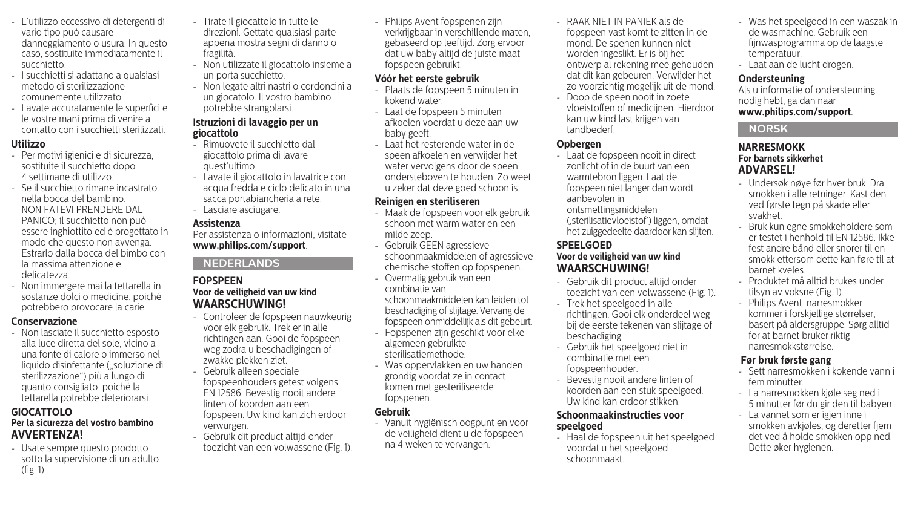- L'utilizzo eccessivo di detergenti di vario tipo può causare danneggiamento o usura. In questo caso, sostituite immediatamente il succhietto.
- I succhietti si adattano a qualsiasi metodo di sterilizzazione comunemente utilizzato.
- Lavate accuratamente le superfici e le vostre mani prima di venire a contatto con i succhietti sterilizzati.

**Utilizzo**

- Per motivi igienici e di sicurezza, sostituite il succhietto dopo 4 settimane di utilizzo.
- Se il succhietto rimane incastrato nella bocca del bambino, NON FATEVI PRENDERE DAL PANICO; il succhietto non può essere inghiottito ed è progettato in modo che questo non avvenga. Estrarlo dalla bocca del bimbo con la massima attenzione e delicatezza.
- Non immergere mai la tettarella in sostanze dolci o medicine, poiché potrebbero provocare la carie.

**Conservazione**

- Non lasciate il succhietto esposto alla luce diretta del sole, vicino a una fonte di calore o immerso nel liquido disinfettante („soluzione di sterilizzazione") più a lungo di quanto consigliato, poiché la tettarella potrebbe deteriorarsi.

**GIOCATTOLO**

**Per la sicurezza del vostro bambino**

**AVVERTENZA!**

- Usate sempre questo prodotto sotto la supervisione di un adulto (fig. 1).
- Tirate il giocattolo in tutte le direzioni. Gettate qualsiasi parte appena mostra segni di danno o fragilità.
- Non utilizzate il giocattolo insieme a un porta succhietto.
- Non legate altri nastri o cordoncini a un giocatolo. Il vostro bambino potrebbe strangolarsi.

**Istruzioni di lavaggio per un giocattolo**

- Rimuovete il succhietto dal giocattolo prima di lavare quest'ultimo.
- Lavate il giocattolo in lavatrice con acqua fredda e ciclo delicato in una sacca portabiancheria a rete.
- Lasciare asciugare.

**Assistenza**

Per assistenza o informazioni, visitate **www.philips.com/support**.

## NEDERLANDS

**FOPSPEEN**

**Voor de veiligheid van uw kind**

**WAARSCHUWING!**

- Controleer de fopspeen nauwkeurig voor elk gebruik. Trek er in alle richtingen aan. Gooi de fopspeen weg zodra u beschadigingen of zwakke plekken ziet.
- Gebruik alleen speciale fopspeenhouders getest volgens EN 12586. Bevestig nooit andere linten of koorden aan een fopspeen. Uw kind kan zich erdoor verwurgen.
- Gebruik dit product altijd onder toezicht van een volwassene (Fig. 1).
- Philips Avent fopspenen zijn verkrijgbaar in verschillende maten, gebaseerd op leeftijd. Zorg ervoor dat uw baby altijd de juiste maat fopspeen gebruikt.

**Vóór het eerste gebruik**

- Plaats de fopspeen 5 minuten in kokend water.
- Laat de fopspeen 5 minuten afkoelen voordat u deze aan uw baby geeft.
- Laat het resterende water in de speen afkoelen en verwijder het water vervolgens door de speen ondersteboven te houden. Zo weet u zeker dat deze goed schoon is.

**Reinigen en steriliseren**

- Maak de fopspeen voor elk gebruik schoon met warm water en een milde zeep.
- Gebruik GEEN agressieve schoonmaakmiddelen of agressieve chemische stoffen op fopspenen.
- Overmatig gebruik van een combinatie van schoonmaakmiddelen kan leiden tot beschadiging of slijtage. Vervang de fopspeen onmiddellijk als dit gebeurt.
- Fopspenen zijn geschikt voor elke algemeen gebruikte sterilisatiemethode.
- Was oppervlakken en uw handen grondig voordat ze in contact komen met gesteriliseerde fopspenen.

**Gebruik**

- Vanuit hygiënisch oogpunt en voor de veiligheid dient u de fopspeen na 4 weken te vervangen.
- RAAK NIET IN PANIEK als de fopspeen vast komt te zitten in de mond. De spenen kunnen niet worden ingeslikt. Er is bij het ontwerp al rekening mee gehouden dat dit kan gebeuren. Verwijder het zo voorzichtig mogelijk uit de mond.
- Doop de speen nooit in zoete vloeistoffen of medicijnen. Hierdoor kan uw kind last krijgen van tandbederf.

**Opbergen**

- Laat de fopspeen nooit in direct zonlicht of in de buurt van een warmtebron liggen. Laat de fopspeen niet langer dan wordt aanbevolen in ontsmettingsmiddelen („sterilisatievloeistof") liggen, omdat het zuiggedeelte daardoor kan slijten.

**SPEELGOED**

**Voor de veiligheid van uw kind**

**WAARSCHUWING!**

- Gebruik dit product altijd onder toezicht van een volwassene (Fig. 1).
- Trek het speelgoed in alle richtingen. Gooi elk onderdeel weg bij de eerste tekenen van slijtage of beschadiging.
- Gebruik het speelgoed niet in combinatie met een fopspeenhouder.
- Bevestig nooit andere linten of koorden aan een stuk speelgoed. Uw kind kan erdoor stikken.

**Schoonmaakinstructies voor speelgoed**

- Haal de fopspeen uit het speelgoed voordat u het speelgoed schoonmaakt.
- Was het speelgoed in een waszak in de wasmachine. Gebruik een fijnwasprogramma op de laagste temperatuur.
- Laat aan de lucht drogen.

**Ondersteuning**

Als u informatie of ondersteuning nodig hebt, ga dan naar **www.philips.com/support**.

## NORSK

**NARRESMOKK**

**For barnets sikkerhet**

**ADVARSEL!**

- Undersøk nøye før hver bruk. Dra smokken i alle retninger. Kast den ved første tegn på skade eller svakhet.
- Bruk kun egne smokkeholdere som er testet i henhold til EN 12586. Ikke fest andre bånd eller snorer til en smokk ettersom dette kan føre til at barnet kveles.
- Produktet må alltid brukes under tilsyn av voksne (Fig. 1).
- Philips Avent-narresmokker kommer i forskjellige størrelser, basert på aldersgruppe. Sørg alltid for at barnet bruker riktig narresmokkstørrelse.

**Før bruk første gang**

- Sett narresmokken i kokende vann i fem minutter.
- La narresmokken kjøle seg ned i 5 minutter før du gir den til babyen.
- La vannet som er igjen inne i smokken avkjøles, og deretter fjern det ved å holde smokken opp ned. Dette øker hygienen.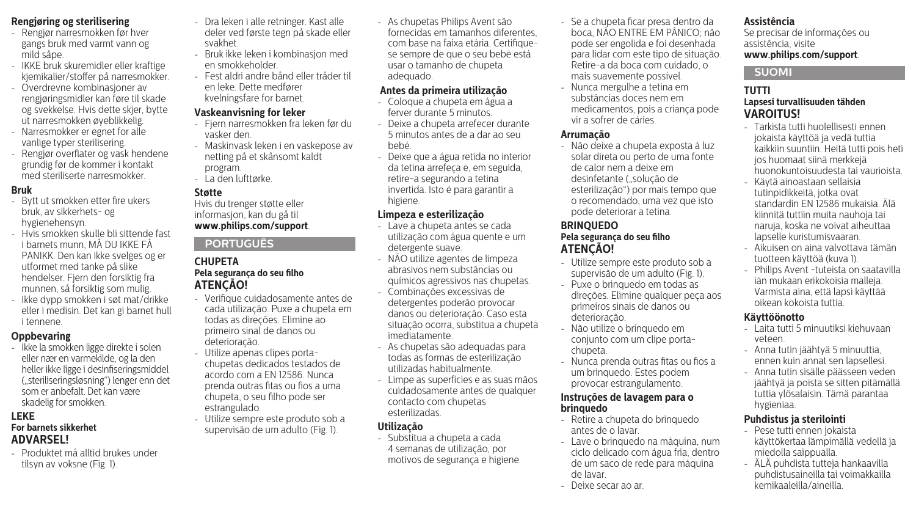### Rengjøring og sterilisering

- Rengjør narresmokken før hver gangs bruk med varmt vann og mild såpe.
- IKKE bruk skuremidler eller kraftige kjemikalier/stoffer på narresmokker.
- Overdrevne kombinasjoner av rengjøringsmidler kan føre til skade og svekkelse. Hvis dette skjer, bytte ut narresmokken øyeblikkelig.
- Narresmokker er egnet for alle vanlige typer sterilisering.
- Rengjør overflater og vask hendene grundig før de kommer i kontakt med steriliserte narresmokker.

### Bruk

- Bytt ut smokken etter fire ukers bruk, av sikkerhets- og hygienehensyn.
- Hvis smokken skulle bli sittende fast i barnets munn, MÅ DU IKKE FÅ PANIKK. Den kan ikke svelges og er utformet med tanke på slike hendelser. Fjern den forsiktig fra munnen, så forsiktig som mulig.
- Ikke dypp smokken i søt mat/drikke eller i medisin. Det kan gi barnet hull i tennene.

### Oppbevaring

- Ikke la smokken ligge direkte i solen eller nær en varmekilde, og la den heller ikke ligge i desinfiseringsmiddel („steriliseringsløsning") lenger enn det som er anbefalt. Det kan være skadelig for smokken.

### LEKE

**For barnets sikkerhet**

**ADVARSEL!**

- Produktet må alltid brukes under tilsyn av voksne (Fig. 1).
- Dra leken i alle retninger. Kast alle deler ved første tegn på skade eller svakhet.
- Bruk ikke leken i kombinasjon med en smokkeholder.
- Fest aldri andre bånd eller tråder til en leke. Dette medfører kvelningsfare for barnet.

### Vaskeanvisning for leker

- Fjern narresmokken fra leken før du vasker den.
- Maskinvask leken i en vaskepose av netting på et skånsomt kaldt program.
- La den lufttørke.

### Støtte

Hvis du trenger støtte eller informasjon, kan du gå til **www.philips.com/support**.

## PORTUGUÊS

### CHUPETA

**Pela segurança do seu filho**

**ATENÇÃO!**

- Verifique cuidadosamente antes de cada utilização. Puxe a chupeta em todas as direções. Elimine ao primeiro sinal de danos ou deterioração.
- Utilize apenas clipes porta-chupetas dedicados testados de acordo com a EN 12586. Nunca prenda outras fitas ou fios a uma chupeta, o seu filho pode ser estrangulado.
- Utilize sempre este produto sob a supervisão de um adulto (Fig. 1).
- As chupetas Philips Avent são fornecidas em tamanhos diferentes, com base na faixa etária. Certifique-se sempre de que o seu bebé está usar o tamanho de chupeta adequado.

### Antes da primeira utilização

- Coloque a chupeta em água a ferver durante 5 minutos.
- Deixe a chupeta arrefecer durante 5 minutos antes de a dar ao seu bebé.
- Deixe que a água retida no interior da tetina arrefeça e, em seguida, retire-a segurando a tetina invertida. Isto é para garantir a higiene.

### Limpeza e esterilização

- Lave a chupeta antes se cada utilização com água quente e um detergente suave.
- NÃO utilize agentes de limpeza abrasivos nem substâncias ou químicos agressivos nas chupetas.
- Combinações excessivas de detergentes poderão provocar danos ou deterioração. Caso esta situação ocorra, substitua a chupeta imediatamente.
- As chupetas são adequadas para todas as formas de esterilização utilizadas habitualmente.
- Limpe as superfícies e as suas mãos cuidadosamente antes de qualquer contacto com chupetas esterilizadas.

### Utilização

- Substitua a chupeta a cada 4 semanas de utilização, por motivos de segurança e higiene.
- Se a chupeta ficar presa dentro da boca, NÃO ENTRE EM PÂNICO; não pode ser engolida e foi desenhada para lidar com este tipo de situação. Retire-a da boca com cuidado, o mais suavemente possível.
- Nunca mergulhe a tetina em substâncias doces nem em medicamentos, pois a criança pode vir a sofrer de cáries.

### Arrumação

- Não deixe a chupeta exposta à luz solar direta ou perto de uma fonte de calor nem a deixe em desinfetante („solução de esterilização") por mais tempo que o recomendado, uma vez que isto pode deteriorar a tetina.

### BRINQUEDO

**Pela segurança do seu filho**

**ATENÇÃO!**

- Utilize sempre este produto sob a supervisão de um adulto (Fig. 1).
- Puxe o brinquedo em todas as direções. Elimine qualquer peça aos primeiros sinais de danos ou deterioração.
- Não utilize o brinquedo em conjunto com um clipe porta-chupeta.
- Nunca prenda outras fitas ou fios a um brinquedo. Estes podem provocar estrangulamento.

### Instruções de lavagem para o brinquedo

- Retire a chupeta do brinquedo antes de o lavar.
- Lave o brinquedo na máquina, num ciclo delicado com água fria, dentro de um saco de rede para máquina de lavar.
- Deixe secar ao ar.

### Assistência

Se precisar de informações ou assistência, visite **www.philips.com/support**.

## SUOMI

### TUTTI

**Lapsesi turvallisuuden tähden**

**VAROITUS!**

- Tarkista tutti huolellisesti ennen jokaista käyttöä ja vedä tuttia kaikkiin suuntiin. Heitä tutti pois heti jos huomaat siinä merkkejä huonokuntoisuudesta tai vaurioista.
- Käytä ainoastaan sellaisia tutinpidikkeitä, jotka ovat standardin EN 12586 mukaisia. Älä kiinnitä tuttiin muita nauhoja tai naruja, koska ne voivat aiheuttaa lapselle kuristumisvaaran.
- Aikuisen on aina valvottava tämän tuotteen käyttöä (kuva 1).
- Philips Avent -tuteista on saatavilla iän mukaan erikokoisia malleja. Varmista aina, että lapsi käyttää oikean kokoista tuttia.

### Käyttöönotto

- Laita tutti 5 minuutiksi kiehuvaan veteen.
- Anna tutin jäähtyä 5 minuuttia, ennen kuin annat sen lapsellesi.
- Anna tutin sisälle päässeen veden jäähtyä ja poista se sitten pitämällä tuttia ylösalaisin. Tämä parantaa hygieniaa.

### Puhdistus ja sterilointi

- Pese tutti ennen jokaista käyttökertaa lämpimällä vedellä ja miedolla saippualla.
- ÄLÄ puhdista tutteja hankaavilla puhdistusaineilla tai voimakkailla kemikaaleilla/aineilla.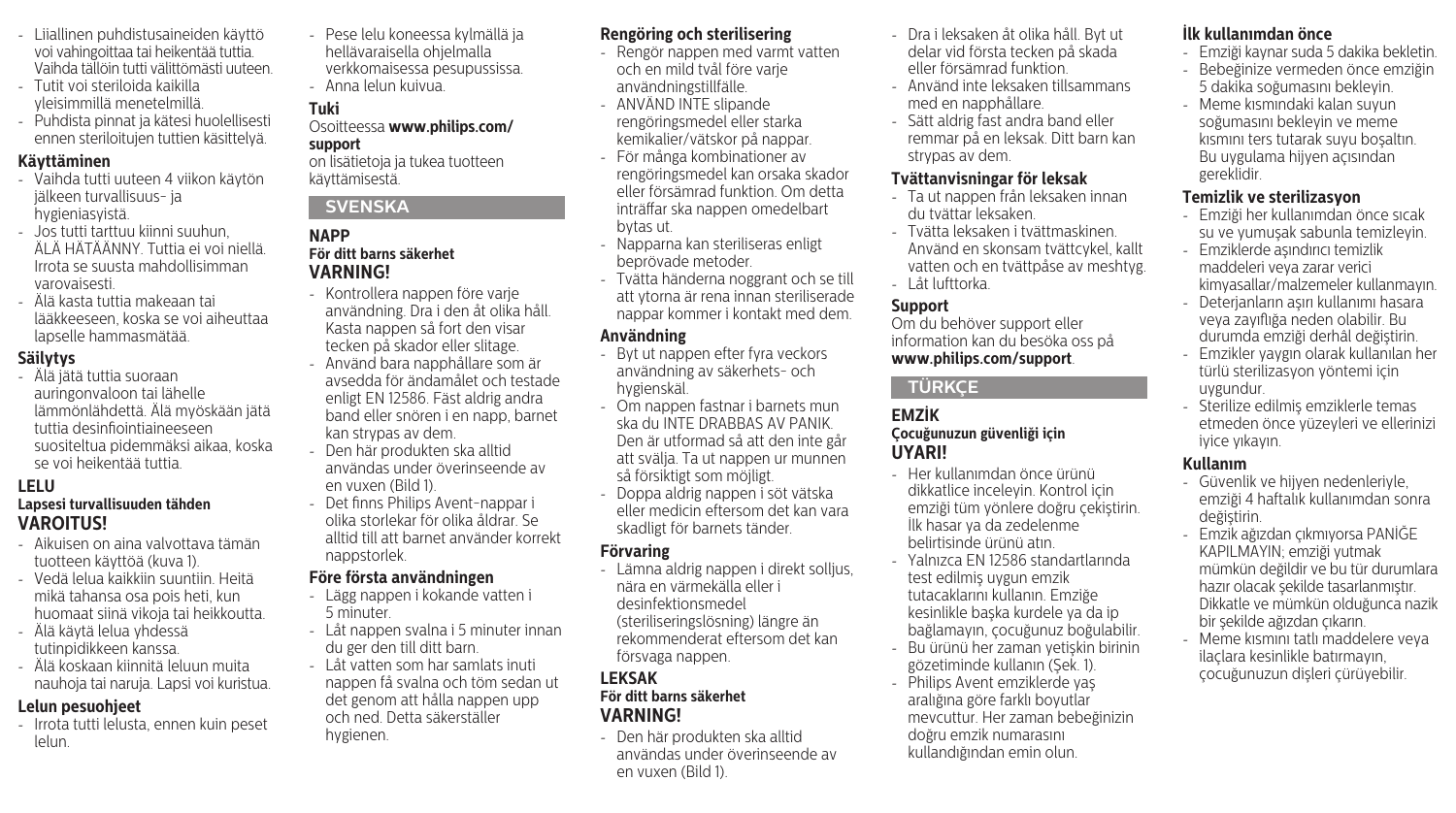- Liiallinen puhdistusaineiden käyttö voi vahingoittaa tai heikentää tuttia. Vaihda tällöin tutti välittömästi uuteen.
- Tutit voi steriloida kaikilla yleisimmillä menetelmillä.
- Puhdista pinnat ja kätesi huolellisesti ennen steriloitujen tuttien käsittelyä.

### Käyttäminen

- Vaihda tutti uuteen 4 viikon käytön jälkeen turvallisuus- ja hygieniasyistä.
- Jos tutti tarttuu kiinni suuhun, ÄLÄ HÄTÄÄNNY. Tuttia ei voi niellä. Irrota se suusta mahdollisimman varovaisesti.
- Älä kasta tuttia makeaan tai lääkkeeseen, koska se voi aiheuttaa lapselle hammasmätää.

### Säilytys

- Älä jätä tuttia suoraan auringonvaloon tai lähelle lämmönlähdettä. Älä myöskään jätä tuttia desinfiointiaineeseen suositeltua pidemmäksi aikaa, koska se voi heikentää tuttia.

## LELU

**Lapsesi turvallisuuden tähden**

**VAROITUS!**

- Aikuisen on aina valvottava tämän tuotteen käyttöä (kuva 1).
- Vedä lelua kaikkiin suuntiin. Heitä mikä tahansa osa pois heti, kun huomaat siinä vikoja tai heikkoutta.
- Älä käytä lelua yhdessä tutinpidikkeen kanssa.
- Älä koskaan kiinnitä leluun muita nauhoja tai naruja. Lapsi voi kuristua.

### Lelun pesuohjeet

- Irrota tutti lelusta, ennen kuin peset lelun.
- Pese lelu koneessa kylmällä ja hellävaraisella ohjelmalla verkkomaisessa pesupussissa.
- Anna lelun kuivua.

### Tuki

Osoitteessa **www.philips.com/support** on lisätietoja ja tukea tuotteen käyttämisestä.

# SVENSKA

## NAPP

**För ditt barns säkerhet**

**VARNING!**

- Kontrollera nappen före varje användning. Dra i den åt olika håll. Kasta nappen så fort den visar tecken på skador eller slitage.
- Använd bara napphållare som är avsedda för ändamålet och testade enligt EN 12586. Fäst aldrig andra band eller snören i en napp, barnet kan strypas av dem.
- Den här produkten ska alltid användas under överinseende av en vuxen (Bild 1).
- Det finns Philips Avent-nappar i olika storlekar för olika åldrar. Se alltid till att barnet använder korrekt nappstorlek.

### Före första användningen

- Lägg nappen i kokande vatten i 5 minuter.
- Låt nappen svalna i 5 minuter innan du ger den till ditt barn.
- Låt vatten som har samlats inuti nappen få svalna och töm sedan ut det genom att hålla nappen upp och ned. Detta säkerställer hygienen.

### Rengöring och sterilisering

- Rengör nappen med varmt vatten och en mild tvål före varje användningstillfälle.
- ANVÄND INTE slipande rengöringsmedel eller starka kemikalier/vätskor på nappar.
- För många kombinationer av rengöringsmedel kan orsaka skador eller försämrad funktion. Om detta inträffar ska nappen omedelbart bytas ut.
- Napparna kan steriliseras enligt beprövade metoder.
- Tvätta händerna noggrant och se till att ytorna är rena innan steriliserade nappar kommer i kontakt med dem.

### Användning

- Byt ut nappen efter fyra veckors användning av säkerhets- och hygienskäl.
- Om nappen fastnar i barnets mun ska du INTE DRABBAS AV PANIK. Den är utformad så att den inte går att svälja. Ta ut nappen ur munnen så försiktigt som möjligt.
- Doppa aldrig nappen i söt vätska eller medicin eftersom det kan vara skadligt för barnets tänder.

### Förvaring

- Lämna aldrig nappen i direkt solljus, nära en värmekälla eller i desinfektionsmedel (steriliseringslösning) längre än rekommenderat eftersom det kan försvaga nappen.

## LEKSAK

**För ditt barns säkerhet**

**VARNING!**

- Den här produkten ska alltid användas under överinseende av en vuxen (Bild 1).
- Dra i leksaken åt olika håll. Byt ut delar vid första tecken på skada eller försämrad funktion.
- Använd inte leksaken tillsammans med en napphållare.
- Sätt aldrig fast andra band eller remmar på en leksak. Ditt barn kan strypas av dem.

### Tvättanvisningar för leksak

- Ta ut nappen från leksaken innan du tvättar leksaken.
- Tvätta leksaken i tvättmaskinen. Använd en skonsam tvättcykel, kallt vatten och en tvättpåse av meshtyg.
- Låt lufttorka.

### Support

Om du behöver support eller information kan du besöka oss på **www.philips.com/support**.

# TÜRKÇE

## EMZİK

**Çocuğunuzun güvenliği için**

**UYARI!**

- Her kullanımdan önce ürünü dikkatlice inceleyin. Kontrol için emziği tüm yönlere doğru çekiştirin. İlk hasar ya da zedelenme belirtisinde ürünü atın.
- Yalnızca EN 12586 standartlarında test edilmiş uygun emzik tutacaklarını kullanın. Emziğe kesinlikle başka kurdele ya da ip bağlamayın, çocuğunuz boğulabilir.
- Bu ürünü her zaman yetişkin birinin gözetiminde kullanın (Şek. 1).
- Philips Avent emzikler yaş aralığına göre farklı boyutlar mevcuttur. Her zaman bebeğinizin doğru emzik numarasını kullandığından emin olun.

### İlk kullanımdan önce

- Emziği kaynar suda 5 dakika bekletin.
- Bebeğinize vermeden önce emziğin 5 dakika soğumasını bekleyin.
- Meme kısmındaki kalan suyun soğumasını bekleyin ve meme kısmını ters tutarak suyu boşaltın. Bu uygulama hijyen açısından gereklidir.

### Temizlik ve sterilizasyon

- Emziği her kullanımdan önce sıcak su ve yumuşak sabunla temizleyin.
- Emziklerde aşındırıcı temizlik maddeleri veya zarar verici kimyasallar/malzemeler kullanmayın.
- Deterjanların aşırı kullanımı hasara veya zayıflığa neden olabilir. Bu durumda emziği derhal değiştirin.
- Emzikler yaygın olarak kullanılan her türlü sterilizasyon yöntemi için uygundur.
- Sterilize edilmiş emziklerle temas etmeden önce yüzeyleri ve ellerinizi iyice yıkayın.

### Kullanım

- Güvenlik ve hijyen nedenleriyle, emziği 4 haftalık kullanımdan sonra değiştirin.
- Emzik ağızdan çıkmıyorsa PANİĞE KAPILMAYIN; emziği yutmak mümkün değildir ve bu tür durumlara hazır olacak şekilde tasarlanmıştır. Dikkatle ve mümkün olduğunca nazik bir şekilde ağızdan çıkarın.
- Meme kısmını tatlı maddelere veya ilaçlara kesinlikle batırmayın, çocuğunuzun dişleri çürüyebilir.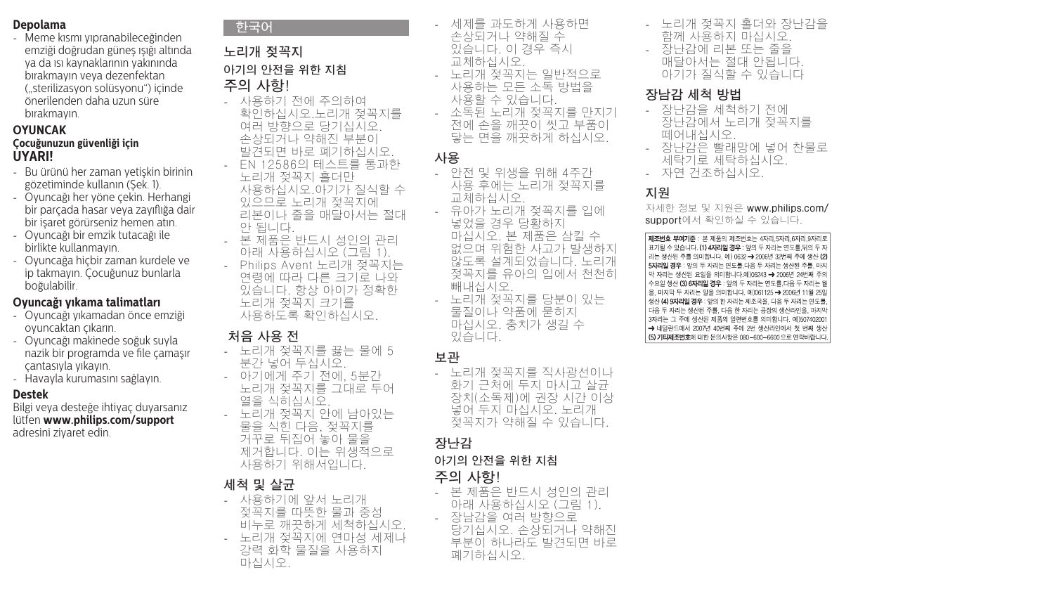**Depolama**

- Meme kısmı yıpranabileceğinden emziği doğrudan güneş ışığı altında ya da ısı kaynaklarının yakınında bırakmayın veya dezenfektan („sterilizasyon solüsyonu") içinde önerilenden daha uzun süre bırakmayın.

**OYUNCAK**

**Çocuğunuzun güvenliği için**

**UYARI!**

- Bu ürünü her zaman yetişkin birinin gözetiminde kullanın (Şek. 1).
- Oyuncağı her yöne çekin. Herhangi bir parçada hasar veya zayıflığa dair bir işaret görürseniz hemen atın.
- Oyuncağı bir emzik tutacağı ile birlikte kullanmayın.
- Oyuncağa hiçbir zaman kurdele ve ip takmayın. Çocuğunuz bunlarla boğulabilir.

**Oyuncağı yıkama talimatları**

- Oyuncağı yıkamadan önce emziği oyuncaktan çıkarın.
- Oyuncağı makinede soğuk suyla nazik bir programda ve file çamaşır çantasıyla yıkayın.
- Havayla kurumasını sağlayın.

**Destek**

Bilgi veya desteğe ihtiyaç duyarsanız lütfen **www.philips.com/support** adresini ziyaret edin.

## 한국어

## 노리개 젖꼭지

### 아기의 안전을 위한 지침

### 주의 사항!

- 사용하기 전에 주의하여 확인하십시오.노리개 젖꼭지를 여러 방향으로 당기십시오. 손상되거나 약해진 부분이 발견되면 바로 폐기하십시오.
- EN 12586의 테스트를 통과한 노리개 젖꼭지 홀더만 사용하십시오.아기가 질식할 수 있으므로 노리개 젖꼭지에 리본이나 줄을 매달아서는 절대 안 됩니다.
- 본 제품은 반드시 성인의 관리 아래 사용하십시오 (그림 1).
- Philips Avent 노리개 젖꼭지는 연령에 따라 다른 크기로 나와 있습니다. 항상 아이가 정확한 노리개 젖꼭지 크기를 사용하도록 확인하십시오.

### 처음 사용 전

- 노리개 젖꼭지를 끓는 물에 5 분간 넣어 두십시오.
- 아기에게 주기 전에, 5분간 노리개 젖꼭지를 그대로 두어 열을 식히십시오.
- 노리개 젖꼭지 안에 남아있는 물을 식힌 다음, 젖꼭지를 거꾸로 뒤집어 놓아 물을 제거합니다. 이는 위생적으로 사용하기 위해서입니다.

### 세척 및 살균

- 사용하기에 앞서 노리개 젖꼭지를 따뜻한 물과 중성 비누로 깨끗하게 세척하십시오.
- 노리개 젖꼭지에 연마성 세제나 강력 화학 물질을 사용하지 마십시오.
- 세제를 과도하게 사용하면 손상되거나 약해질 수 있습니다. 이 경우 즉시 교체하십시오.
- 노리개 젖꼭지는 일반적으로 사용하는 모든 소독 방법을 사용할 수 있습니다.
- 소독된 노리개 젖꼭지를 만지기 전에 손을 깨끗이 씻고 부품이 닿는 면을 깨끗하게 하십시오.

### 사용

- 안전 및 위생을 위해 4주간 사용 후에는 노리개 젖꼭지를 교체하십시오.
- 유아가 노리개 젖꼭지를 입에 넣었을 경우 당황하지 마십시오. 본 제품은 삼킬 수 없으며 위험한 사고가 발생하지 않도록 설계되었습니다. 노리개 젖꼭지를 유아의 입에서 천천히 빼내십시오.
- 노리개 젖꼭지를 당분이 있는 물질이나 약품에 묻히지 마십시오. 충치가 생길 수 있습니다.

### 보관

- 노리개 젖꼭지를 직사광선이나 화기 근처에 두지 마시고 살균 장치(소독제)에 권장 시간 이상 넣어 두지 마십시오. 노리개 젖꼭지가 약해질 수 있습니다.

## 장난감

### 아기의 안전을 위한 지침

### 주의 사항!

- 본 제품은 반드시 성인의 관리 아래 사용하십시오 (그림 1).
- 장난감을 여러 방향으로 당기십시오. 손상되거나 약해진 부분이 하나라도 발견되면 바로 폐기하십시오.
- 노리개 젖꼭지 홀더와 장난감을 함께 사용하지 마십시오.
- 장난감에 리본 또는 줄을 매달아서는 절대 안됩니다. 아기가 질식할 수 있습니다

### 장남감 세척 방법

- 장난감을 세척하기 전에 장난감에서 노리개 젖꼭지를 떼어내십시오.
- 장난감은 빨래망에 넣어 찬물로 세탁기로 세탁하십시오.
- 자연 건조하십시오.

### 지원

자세한 정보 및 지원은 www.philips.com/support에서 확인하실 수 있습니다.

**제조번호 부여기준** : 본 제품의 제조번호는 4자리,5자리,6자리,9자리로 표기될 수 있습니다. **(1) 4자리일 경우** : 앞의 두 자리는 연도를,뒤의 두 자리는 생산된 주를 의미합니다. 예) 0632 → 2006년 32번째 주에 생산 **(2) 5자리일 경우** : 앞의 두 자리는 연도를,다음 두 자리는 생산된 주를, 마지막 자리는 생산된 요일을 의미합니다.예)06243 → 2006년 24번째 주의 수요일 생산 **(3) 6자리일 경우** : 앞의 두 자리는 연도를,다음 두 자리는 월을, 마지막 두 자리는 일을 의미합니다. 예)061125 → 2006년 11월 25일 생산 **(4) 9자리일 경우** : 앞의 한 자리는 제조국을, 다음 두 자리는 연도를, 다음 두 자리는 생산된 주를, 다음 한 자리는 공장의 생산라인을, 마지막 3자리는 그 주에 생산된 제품의 일련번호를 의미합니다. 예)507402001 → 네덜란드에서 2007년 40번째 주에 2번 생산라인에서 첫 번째 생산 **(5) 기타제조번호**에 대한 문의사항은 080-600-6600 으로 연락바랍니다.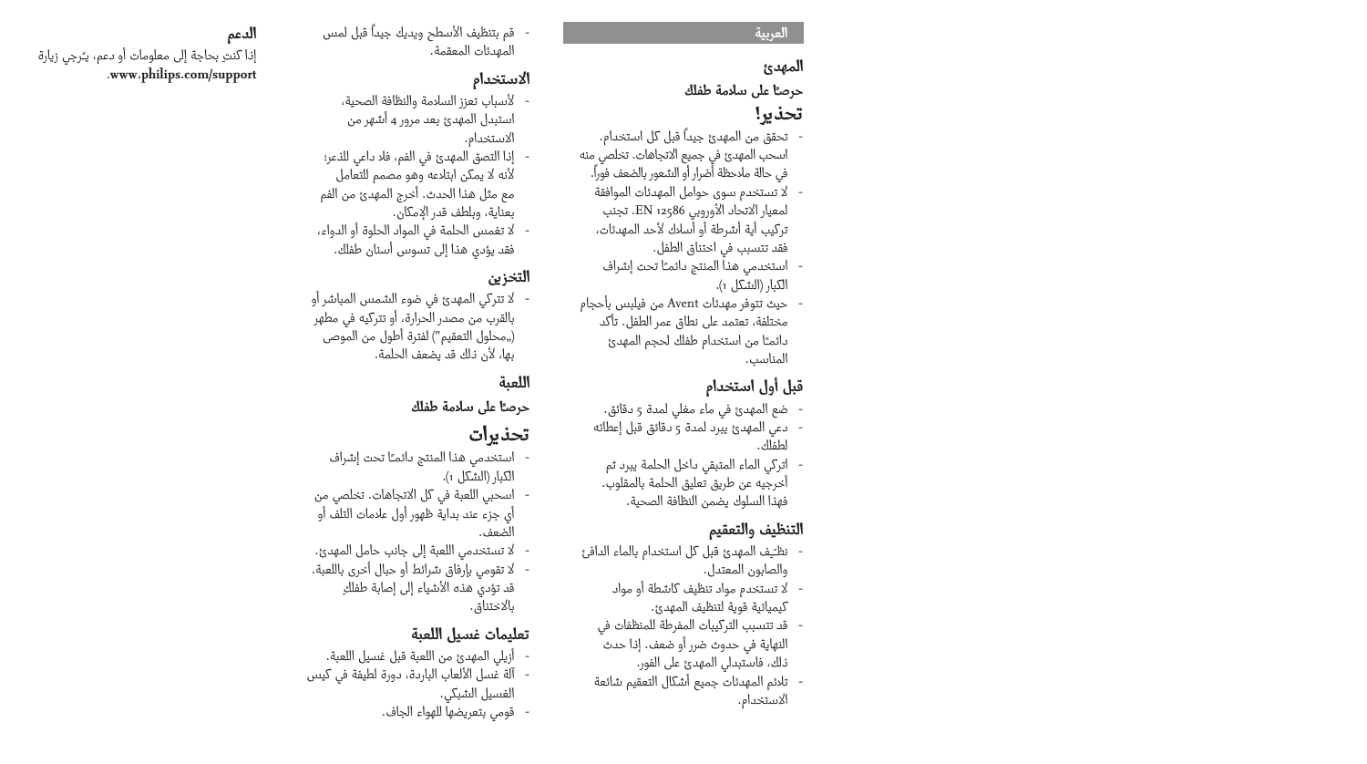العربية

## المهدئ

**حرصًا على سلامة طفلك**

### تحذير!

- تحقق من المهدئ جيداً قبل كل استخدام. اسحب المهدئ في جميع الاتجاهات. تخلصي منه في حالة ملاحظة أضرار أو الشعور بالضعف فوراً.
- لا تستخدم سوى حوامل المهدئات الموافقة لمعيار الاتحاد الأوروبي EN 12586. تجنب تركيب أية أشرطة أو أسلاك لأحد المهدئات، فقد تتسبب في اختناق الطفل.
- استخدمي هذا المنتج دائمًا تحت إشراف الكبار (الشكل ١).
- حيث تتوفر مهدئات Avent من فيلبس بأحجام مختلفة، تعتمد على نطاق عمر الطفل. تأكد دائمًا من استخدام طفلك لحجم المهدئ المناسب.

### قبل أول استخدام

- ضع المهدئ في ماء مغلي لمدة ٥ دقائق.
- دعي المهدئ يبرد لمدة ٥ دقائق قبل إعطائه لطفلك.
- اتركي الماء المتبقي داخل الحلمة يبرد ثم أخرجيه عن طريق تعليق الحلمة بالمقلوب. فهذا السلوك يضمن النظافة الصحية.

### التنظيف والتعقيم

- نظـِف المهدئ قبل كل استخدام بالماء الدافئ والصابون المعتدل.
- لا تستخدم مواد تنظيف كاشطة أو مواد كيميائية قوية لتنظيف المهدئ.
- قد تتسبب التركيبات المفرطة للمنظفات في النهاية في حدوث ضرر أو ضعف. إذا حدث ذلك، فاستبدلي المهدئ على الفور.
- تلائم المهدئات جميع أشكال التعقيم شائعة الاستخدام.
- قم بتنظيف الأسطح ويديك جيداً قبل لمس المهدئات المعقمة.

### الاستخدام

- لأسباب تعزز السلامة والنظافة الصحية، استبدل المهدئ بعد مرور ٤ أشهر من الاستخدام.
- إذا التصق المهدئ في الفم، فلا داعي للذعر؛ لأنه لا يمكن ابتلاعه وهو مصمم للتعامل مع مثل هذا الحدث. أخرج المهدئ من الفم بعناية، وبلطف قدر الإمكان.
- لا تغمس الحلمة في المواد الحلوة أو الدواء، فقد يؤدي هذا إلى تسوس أسنان طفلك.

### التخزين

- لا تتركي المهدئ في ضوء الشمس المباشر أو بالقرب من مصدر الحرارة، أو تتركيه في مطهر („محلول التعقيم") لفترة أطول من الموصى بها، لأن ذلك قد يضعف الحلمة.

## اللعبة

**حرصًا على سلامة طفلك**

### تحذيرات

- استخدمي هذا المنتج دائمًا تحت إشراف الكبار (الشكل ١).
- اسحبي اللعبة في كل الاتجاهات. تخلصي من أي جزء عند بداية ظهور أول علامات التلف أو الضعف.
- لا تستخدمي اللعبة إلى جانب حامل المهدئ.
- لا تقومي بإرفاق شرائط أو حبال أخرى باللعبة. قد تؤدي هذه الأشياء إلى إصابة طفلكِ بالاختناق.

### تعليمات غسيل اللعبة

- أزيلي المهدئ من اللعبة قبل غسيل اللعبة.
- آلة غسل الألعاب الباردة، دورة لطيفة في كيس الغسيل الشبكي.
- قومي بتعريضها للهواء الجاف.

## الدعم

إذا كنتِ بحاجة إلى معلومات أو دعم، يُرجى زيارة www.philips.com/support.